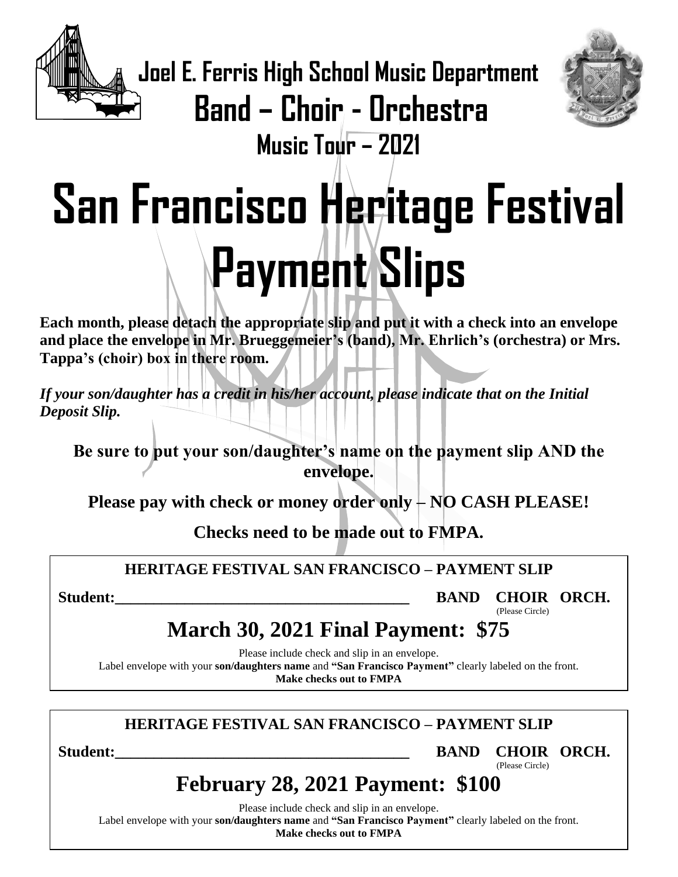# Joel E. Ferris High School Music Department

## Band – Choir - Orchestra

### Music Tour – 2021

# San Francisco Heritage Festival Payment Slips

**Each month, please detach the appropriate slip and put it with a check into an envelope and place the envelope in Mr. Brueggemeier's (band), Mr. Ehrlich's (orchestra) or Mrs. Tappa's (choir) box in there room.**

***If your son/daughter has a credit in his/her account, please indicate that on the Initial Deposit Slip.***

**Be sure to put your son/daughter's name on the payment slip AND the envelope.**

**Please pay with check or money order only – NO CASH PLEASE!**

**Checks need to be made out to FMPA.**

---

**HERITAGE FESTIVAL SAN FRANCISCO – PAYMENT SLIP**

**Student:**_______________________________________ **BAND CHOIR ORCH.**
(Please Circle)

## March 30, 2021 Final Payment: $75

Please include check and slip in an envelope.
Label envelope with your **son/daughters name** and **"San Francisco Payment"** clearly labeled on the front.
**Make checks out to FMPA**

---

**HERITAGE FESTIVAL SAN FRANCISCO – PAYMENT SLIP**

**Student:**_______________________________________ **BAND CHOIR ORCH.**
(Please Circle)

## February 28, 2021 Payment: $100

Please include check and slip in an envelope.
Label envelope with your **son/daughters name** and **"San Francisco Payment"** clearly labeled on the front.
**Make checks out to FMPA**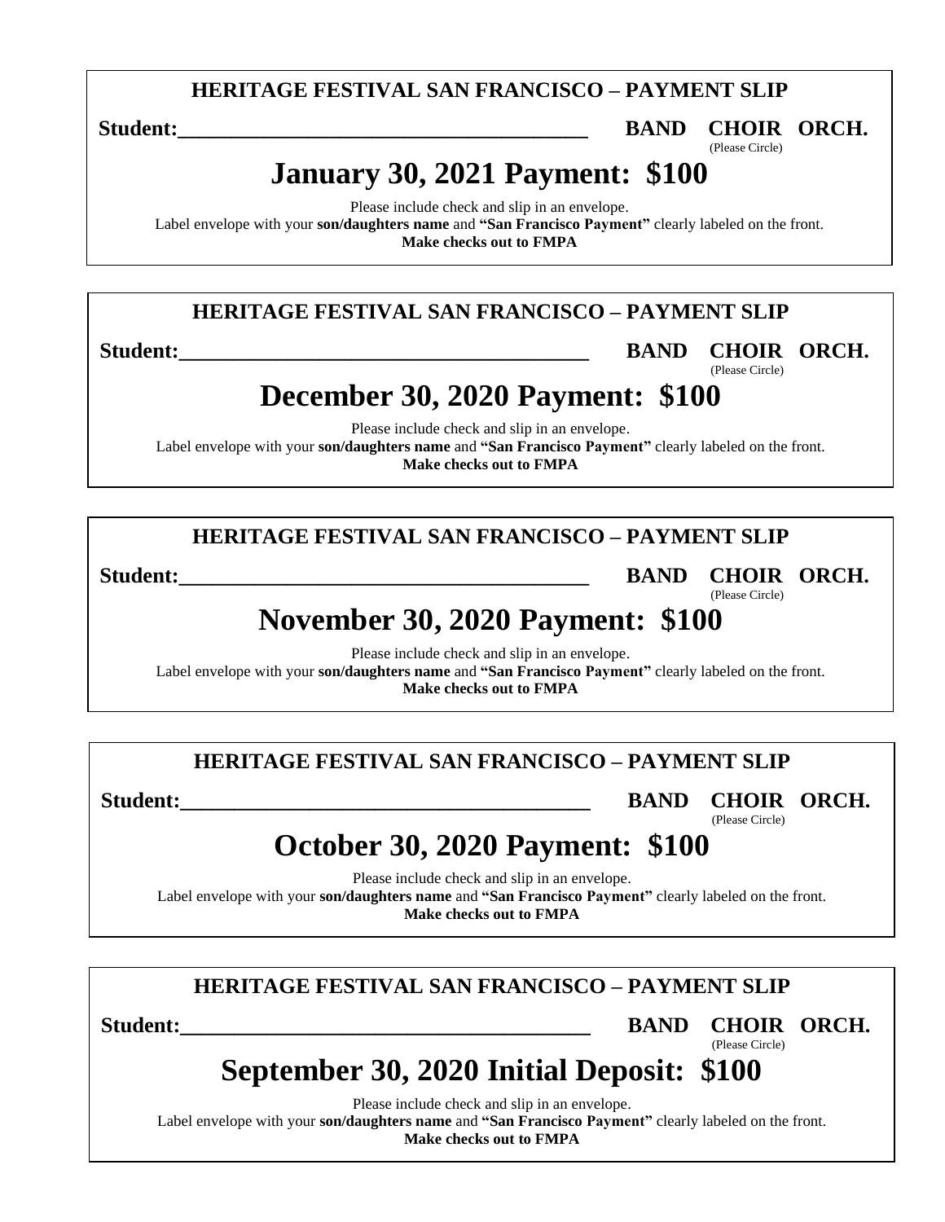**HERITAGE FESTIVAL SAN FRANCISCO – PAYMENT SLIP**

**Student:_______________________________________** **BAND CHOIR ORCH.**
(Please Circle)

# January 30, 2021 Payment: $100

Please include check and slip in an envelope.
Label envelope with your **son/daughters name** and **"San Francisco Payment"** clearly labeled on the front.
**Make checks out to FMPA**

---

**HERITAGE FESTIVAL SAN FRANCISCO – PAYMENT SLIP**

**Student:_______________________________________** **BAND CHOIR ORCH.**
(Please Circle)

# December 30, 2020 Payment: $100

Please include check and slip in an envelope.
Label envelope with your **son/daughters name** and **"San Francisco Payment"** clearly labeled on the front.
**Make checks out to FMPA**

---

**HERITAGE FESTIVAL SAN FRANCISCO – PAYMENT SLIP**

**Student:_______________________________________** **BAND CHOIR ORCH.**
(Please Circle)

# November 30, 2020 Payment: $100

Please include check and slip in an envelope.
Label envelope with your **son/daughters name** and **"San Francisco Payment"** clearly labeled on the front.
**Make checks out to FMPA**

---

**HERITAGE FESTIVAL SAN FRANCISCO – PAYMENT SLIP**

**Student:_______________________________________** **BAND CHOIR ORCH.**
(Please Circle)

# October 30, 2020 Payment: $100

Please include check and slip in an envelope.
Label envelope with your **son/daughters name** and **"San Francisco Payment"** clearly labeled on the front.
**Make checks out to FMPA**

---

**HERITAGE FESTIVAL SAN FRANCISCO – PAYMENT SLIP**

**Student:_______________________________________** **BAND CHOIR ORCH.**
(Please Circle)

# September 30, 2020 Initial Deposit: $100

Please include check and slip in an envelope.
Label envelope with your **son/daughters name** and **"San Francisco Payment"** clearly labeled on the front.
**Make checks out to FMPA**